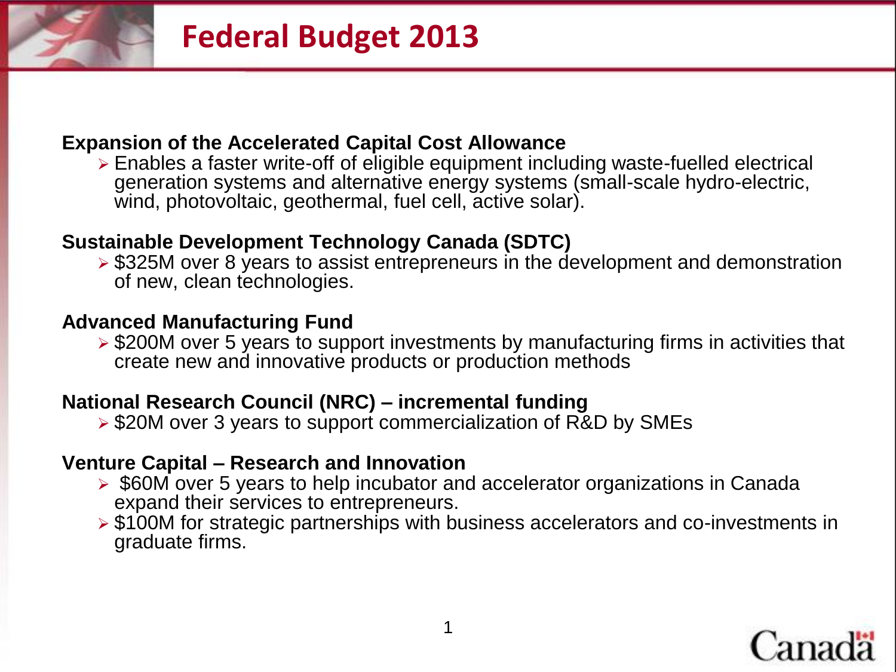# Federal Budget 2013

**Expansion of the Accelerated Capital Cost Allowance**

- Enables a faster write-off of eligible equipment including waste-fuelled electrical generation systems and alternative energy systems (small-scale hydro-electric, wind, photovoltaic, geothermal, fuel cell, active solar).

**Sustainable Development Technology Canada (SDTC)**

- $325M over 8 years to assist entrepreneurs in the development and demonstration of new, clean technologies.

**Advanced Manufacturing Fund**

- $200M over 5 years to support investments by manufacturing firms in activities that create new and innovative products or production methods

**National Research Council (NRC) – incremental funding**

- $20M over 3 years to support commercialization of R&D by SMEs

**Venture Capital – Research and Innovation**

- $60M over 5 years to help incubator and accelerator organizations in Canada expand their services to entrepreneurs.
- $100M for strategic partnerships with business accelerators and co-investments in graduate firms.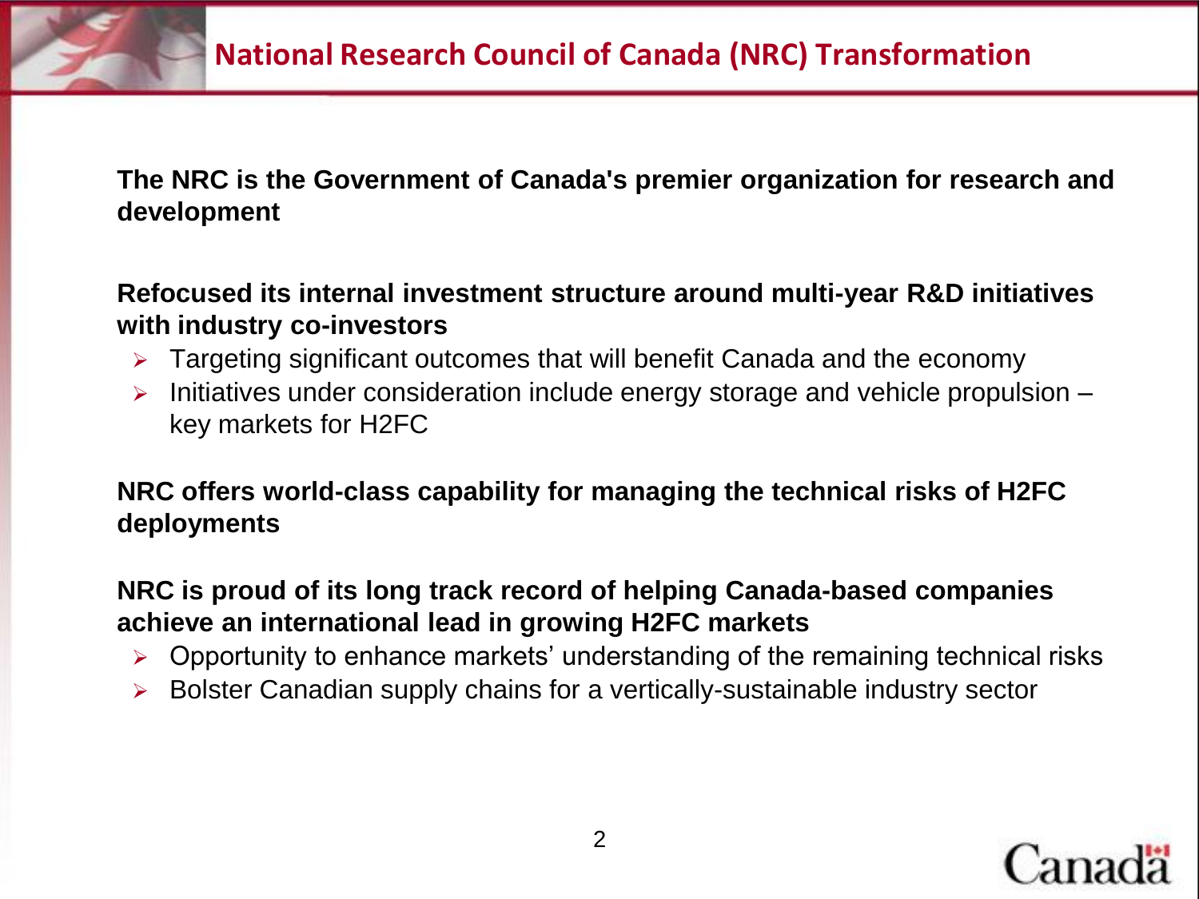# National Research Council of Canada (NRC) Transformation

**The NRC is the Government of Canada's premier organization for research and development**

**Refocused its internal investment structure around multi-year R&D initiatives with industry co-investors**

- Targeting significant outcomes that will benefit Canada and the economy
- Initiatives under consideration include energy storage and vehicle propulsion – key markets for H2FC

**NRC offers world-class capability for managing the technical risks of H2FC deployments**

**NRC is proud of its long track record of helping Canada-based companies achieve an international lead in growing H2FC markets**

- Opportunity to enhance markets' understanding of the remaining technical risks
- Bolster Canadian supply chains for a vertically-sustainable industry sector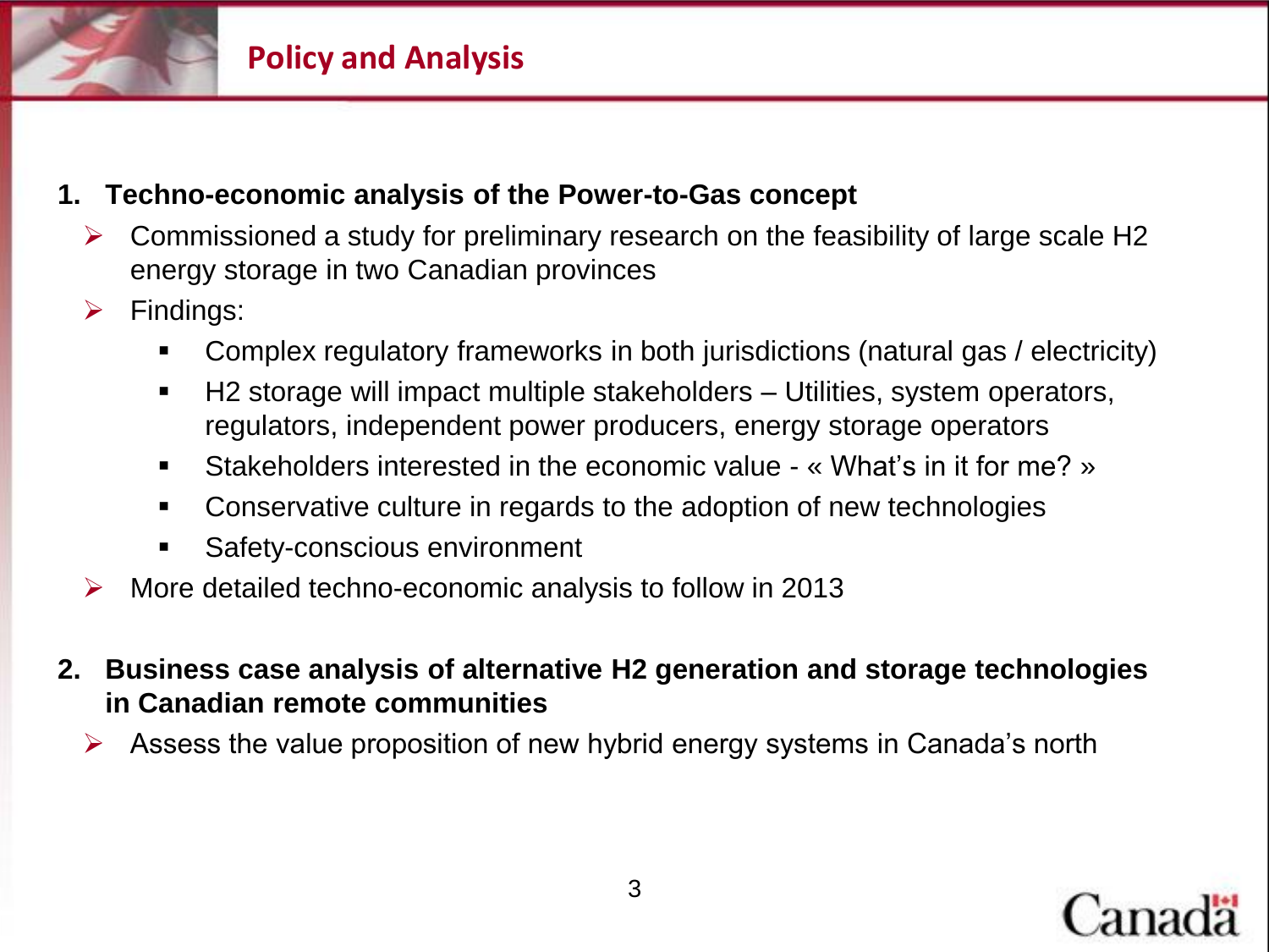# Policy and Analysis

1. **Techno-economic analysis of the Power-to-Gas concept**
   - Commissioned a study for preliminary research on the feasibility of large scale H2 energy storage in two Canadian provinces
   - Findings:
     - Complex regulatory frameworks in both jurisdictions (natural gas / electricity)
     - H2 storage will impact multiple stakeholders – Utilities, system operators, regulators, independent power producers, energy storage operators
     - Stakeholders interested in the economic value - « What's in it for me? »
     - Conservative culture in regards to the adoption of new technologies
     - Safety-conscious environment
   - More detailed techno-economic analysis to follow in 2013

2. **Business case analysis of alternative H2 generation and storage technologies in Canadian remote communities**
   - Assess the value proposition of new hybrid energy systems in Canada's north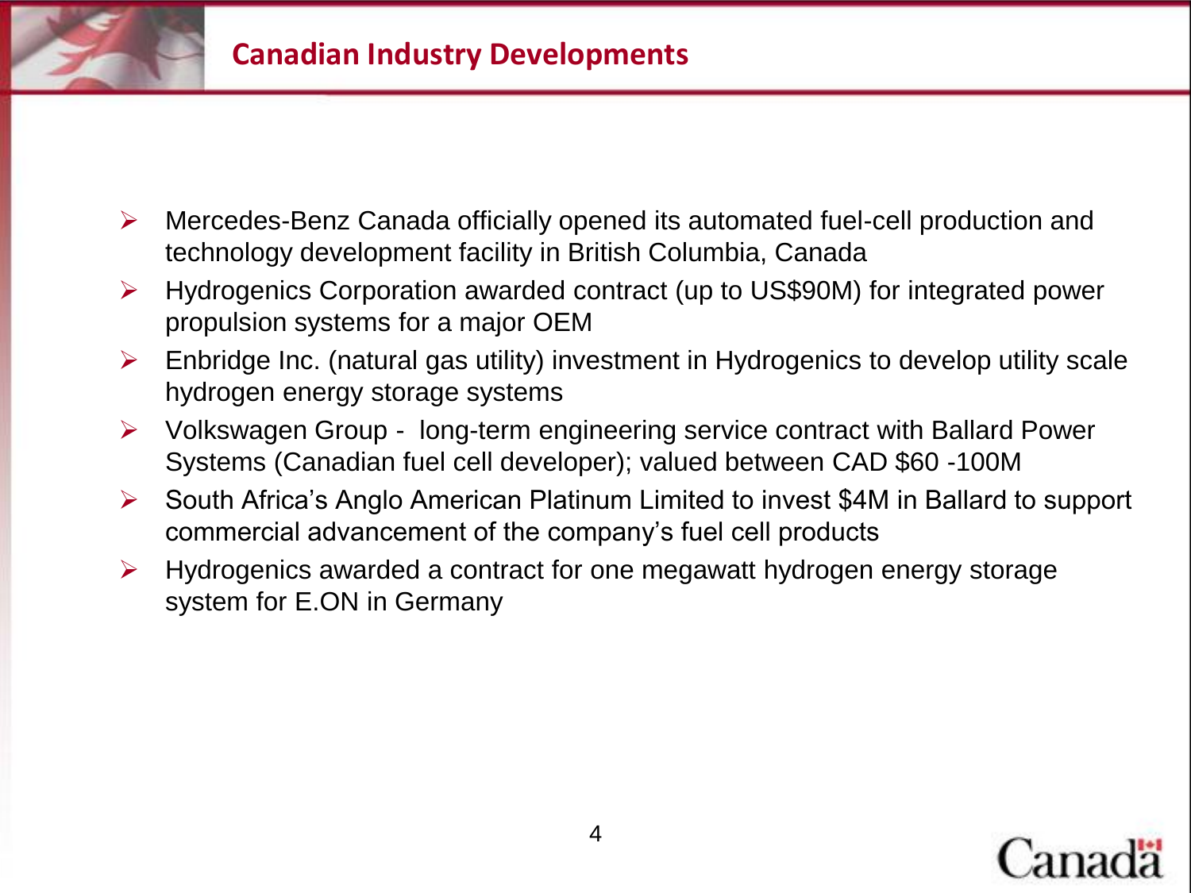## Canadian Industry Developments

- Mercedes-Benz Canada officially opened its automated fuel-cell production and technology development facility in British Columbia, Canada
- Hydrogenics Corporation awarded contract (up to US$90M) for integrated power propulsion systems for a major OEM
- Enbridge Inc. (natural gas utility) investment in Hydrogenics to develop utility scale hydrogen energy storage systems
- Volkswagen Group - long-term engineering service contract with Ballard Power Systems (Canadian fuel cell developer); valued between CAD $60 -100M
- South Africa's Anglo American Platinum Limited to invest $4M in Ballard to support commercial advancement of the company's fuel cell products
- Hydrogenics awarded a contract for one megawatt hydrogen energy storage system for E.ON in Germany